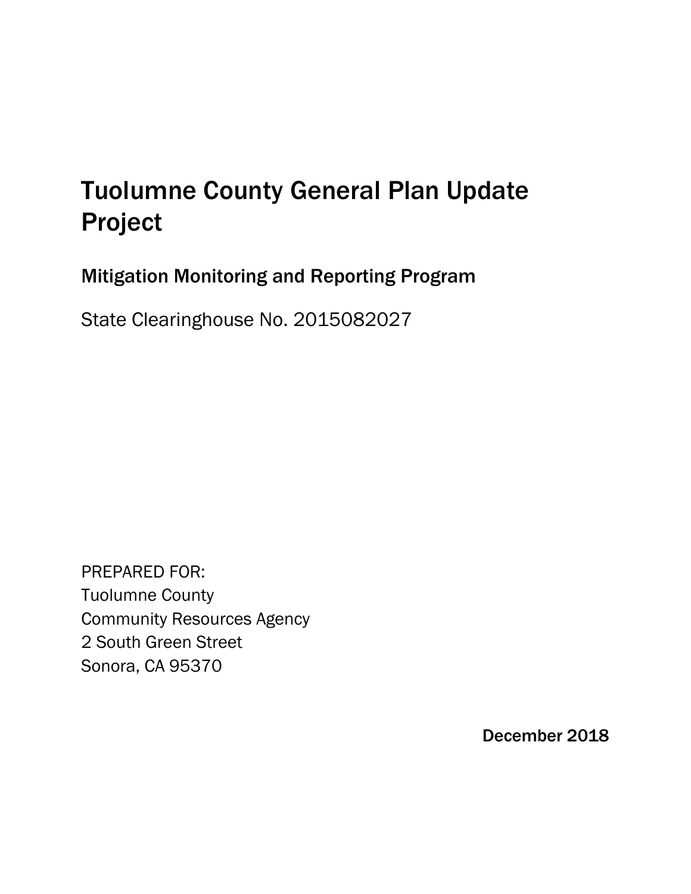# Tuolumne County General Plan Update Project

## Mitigation Monitoring and Reporting Program

State Clearinghouse No. 2015082027

PREPARED FOR:
Tuolumne County
Community Resources Agency
2 South Green Street
Sonora, CA 95370

**December 2018**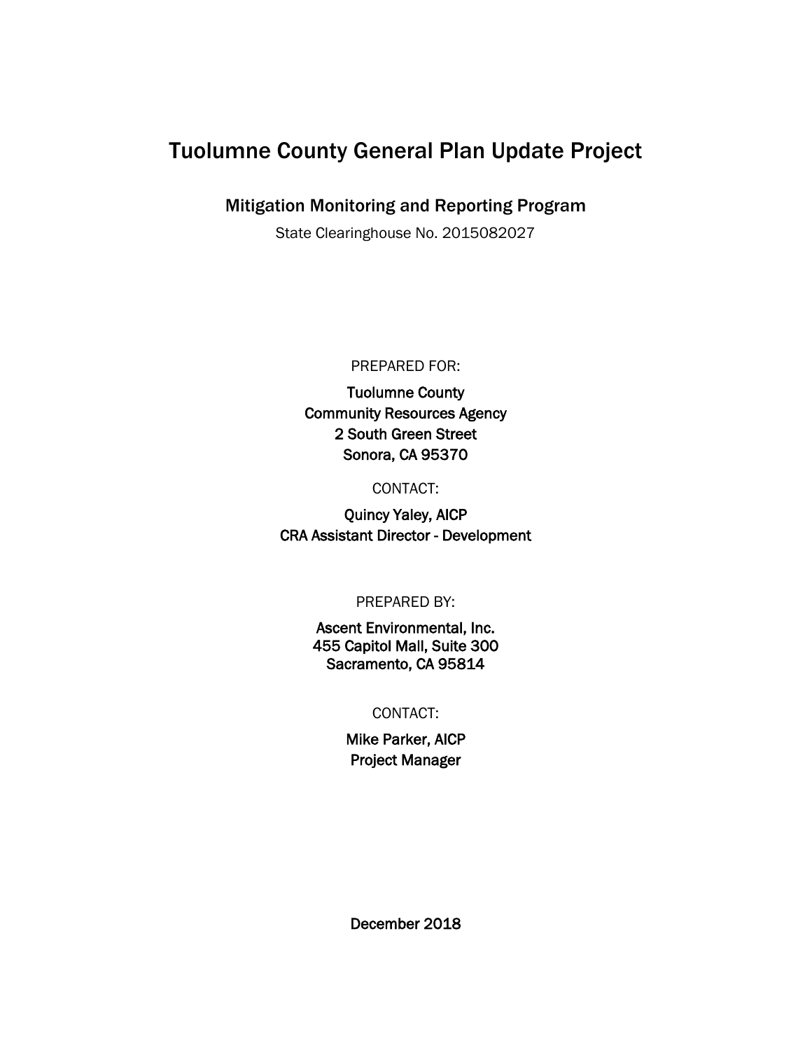# Tuolumne County General Plan Update Project

## Mitigation Monitoring and Reporting Program

State Clearinghouse No. 2015082027

PREPARED FOR:

**Tuolumne County**
**Community Resources Agency**
**2 South Green Street**
**Sonora, CA 95370**

CONTACT:

**Quincy Yaley, AICP**
**CRA Assistant Director - Development**

PREPARED BY:

**Ascent Environmental, Inc.**
**455 Capitol Mall, Suite 300**
**Sacramento, CA 95814**

CONTACT:

**Mike Parker, AICP**
**Project Manager**

**December 2018**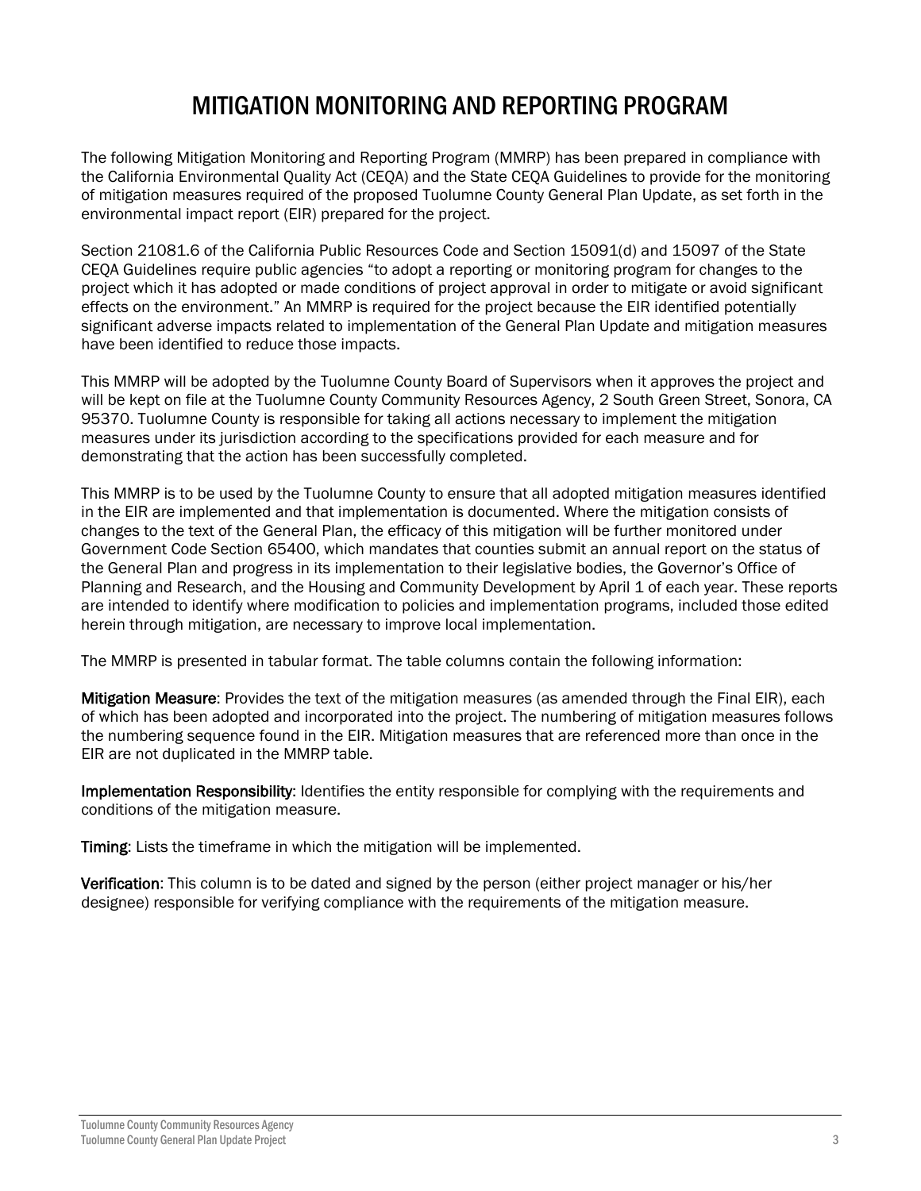# MITIGATION MONITORING AND REPORTING PROGRAM

The following Mitigation Monitoring and Reporting Program (MMRP) has been prepared in compliance with the California Environmental Quality Act (CEQA) and the State CEQA Guidelines to provide for the monitoring of mitigation measures required of the proposed Tuolumne County General Plan Update, as set forth in the environmental impact report (EIR) prepared for the project.

Section 21081.6 of the California Public Resources Code and Section 15091(d) and 15097 of the State CEQA Guidelines require public agencies "to adopt a reporting or monitoring program for changes to the project which it has adopted or made conditions of project approval in order to mitigate or avoid significant effects on the environment." An MMRP is required for the project because the EIR identified potentially significant adverse impacts related to implementation of the General Plan Update and mitigation measures have been identified to reduce those impacts.

This MMRP will be adopted by the Tuolumne County Board of Supervisors when it approves the project and will be kept on file at the Tuolumne County Community Resources Agency, 2 South Green Street, Sonora, CA 95370. Tuolumne County is responsible for taking all actions necessary to implement the mitigation measures under its jurisdiction according to the specifications provided for each measure and for demonstrating that the action has been successfully completed.

This MMRP is to be used by the Tuolumne County to ensure that all adopted mitigation measures identified in the EIR are implemented and that implementation is documented. Where the mitigation consists of changes to the text of the General Plan, the efficacy of this mitigation will be further monitored under Government Code Section 65400, which mandates that counties submit an annual report on the status of the General Plan and progress in its implementation to their legislative bodies, the Governor's Office of Planning and Research, and the Housing and Community Development by April 1 of each year. These reports are intended to identify where modification to policies and implementation programs, included those edited herein through mitigation, are necessary to improve local implementation.

The MMRP is presented in tabular format. The table columns contain the following information:

**Mitigation Measure**: Provides the text of the mitigation measures (as amended through the Final EIR), each of which has been adopted and incorporated into the project. The numbering of mitigation measures follows the numbering sequence found in the EIR. Mitigation measures that are referenced more than once in the EIR are not duplicated in the MMRP table.

**Implementation Responsibility**: Identifies the entity responsible for complying with the requirements and conditions of the mitigation measure.

**Timing**: Lists the timeframe in which the mitigation will be implemented.

**Verification**: This column is to be dated and signed by the person (either project manager or his/her designee) responsible for verifying compliance with the requirements of the mitigation measure.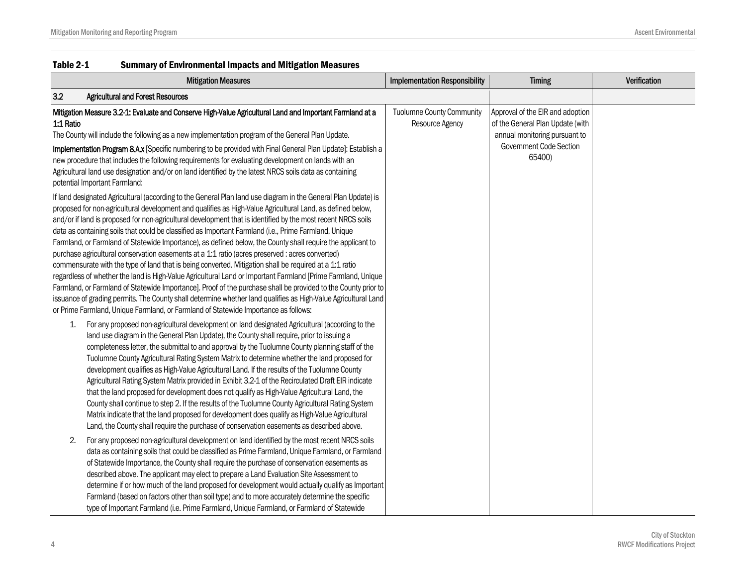**Table 2-1 Summary of Environmental Impacts and Mitigation Measures**

| Mitigation Measures | Implementation Responsibility | Timing | Verification |
|---|---|---|---|
| **3.2 Agricultural and Forest Resources** | | | |
| **Mitigation Measure 3.2-1: Evaluate and Conserve High-Value Agricultural Land and Important Farmland at a 1:1 Ratio**<br>The County will include the following as a new implementation program of the General Plan Update.<br>**Implementation Program 8.A.x** [Specific numbering to be provided with Final General Plan Update]: Establish a new procedure that includes the following requirements for evaluating development on lands with an Agricultural land use designation and/or on land identified by the latest NRCS soils data as containing potential Important Farmland:<br>If land designated Agricultural (according to the General Plan land use diagram in the General Plan Update) is proposed for non-agricultural development and qualifies as High-Value Agricultural Land, as defined below, and/or if land is proposed for non-agricultural development that is identified by the most recent NRCS soils data as containing soils that could be classified as Important Farmland (i.e., Prime Farmland, Unique Farmland, or Farmland of Statewide Importance), as defined below, the County shall require the applicant to purchase agricultural conservation easements at a 1:1 ratio (acres preserved : acres converted) commensurate with the type of land that is being converted. Mitigation shall be required at a 1:1 ratio regardless of whether the land is High-Value Agricultural Land or Important Farmland [Prime Farmland, Unique Farmland, or Farmland of Statewide Importance]. Proof of the purchase shall be provided to the County prior to issuance of grading permits. The County shall determine whether land qualifies as High-Value Agricultural Land or Prime Farmland, Unique Farmland, or Farmland of Statewide Importance as follows:<br>1. For any proposed non-agricultural development on land designated Agricultural (according to the land use diagram in the General Plan Update), the County shall require, prior to issuing a completeness letter, the submittal to and approval by the Tuolumne County planning staff of the Tuolumne County Agricultural Rating System Matrix to determine whether the land proposed for development qualifies as High-Value Agricultural Land. If the results of the Tuolumne County Agricultural Rating System Matrix provided in Exhibit 3.2-1 of the Recirculated Draft EIR indicate that the land proposed for development does not qualify as High-Value Agricultural Land, the County shall continue to step 2. If the results of the Tuolumne County Agricultural Rating System Matrix indicate that the land proposed for development does qualify as High-Value Agricultural Land, the County shall require the purchase of conservation easements as described above.<br>2. For any proposed non-agricultural development on land identified by the most recent NRCS soils data as containing soils that could be classified as Prime Farmland, Unique Farmland, or Farmland of Statewide Importance, the County shall require the purchase of conservation easements as described above. The applicant may elect to prepare a Land Evaluation Site Assessment to determine if or how much of the land proposed for development would actually qualify as Important Farmland (based on factors other than soil type) and to more accurately determine the specific type of Important Farmland (i.e. Prime Farmland, Unique Farmland, or Farmland of Statewide | Tuolumne County Community Resource Agency | Approval of the EIR and adoption of the General Plan Update (with annual monitoring pursuant to Government Code Section 65400) | |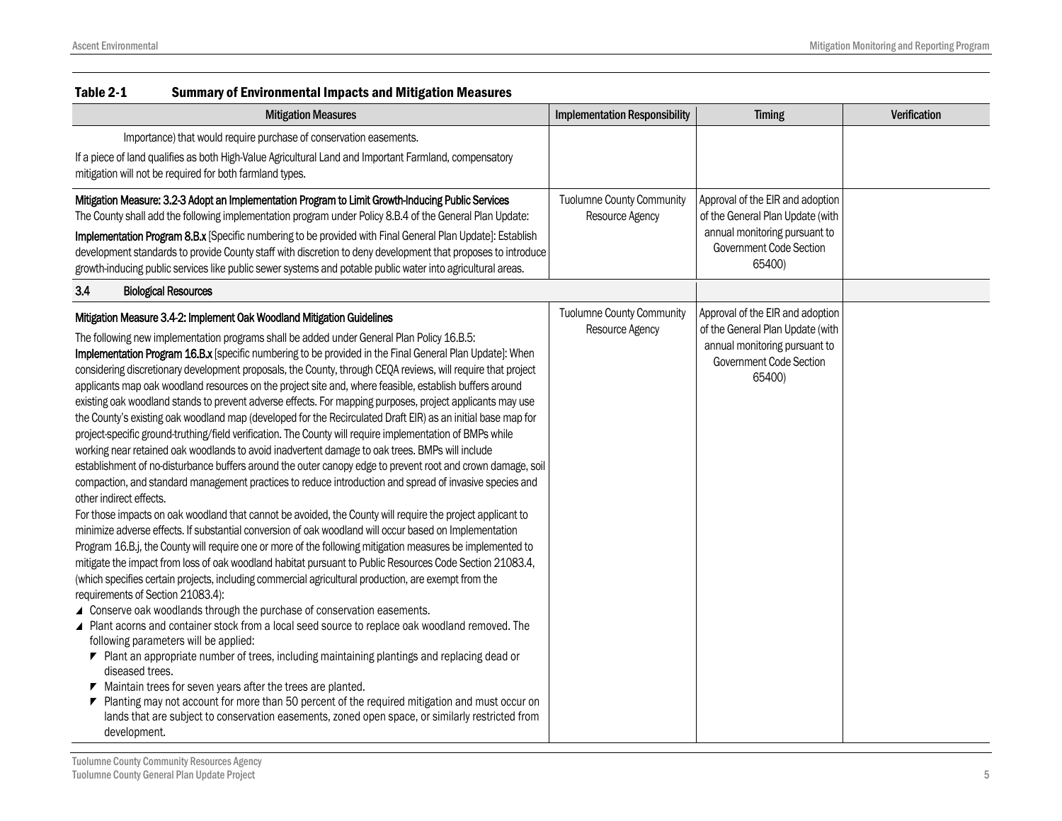**Table 2-1 Summary of Environmental Impacts and Mitigation Measures**

| Mitigation Measures | Implementation Responsibility | Timing | Verification |
|---|---|---|---|
| Importance) that would require purchase of conservation easements.<br><br>If a piece of land qualifies as both High-Value Agricultural Land and Important Farmland, compensatory mitigation will not be required for both farmland types. | | | |
| Mitigation Measure: 3.2-3 Adopt an Implementation Program to Limit Growth-Inducing Public Services<br>The County shall add the following implementation program under Policy 8.B.4 of the General Plan Update:<br>**Implementation Program 8.B.x** [Specific numbering to be provided with Final General Plan Update]: Establish development standards to provide County staff with discretion to deny development that proposes to introduce growth-inducing public services like public sewer systems and potable public water into agricultural areas. | Tuolumne County Community Resource Agency | Approval of the EIR and adoption of the General Plan Update (with annual monitoring pursuant to Government Code Section 65400) | |
| **3.4 Biological Resources** | | | |
| Mitigation Measure 3.4-2: Implement Oak Woodland Mitigation Guidelines<br><br>The following new implementation programs shall be added under General Plan Policy 16.B.5:<br>**Implementation Program 16.B.x** [specific numbering to be provided in the Final General Plan Update]: When considering discretionary development proposals, the County, through CEQA reviews, will require that project applicants map oak woodland resources on the project site and, where feasible, establish buffers around existing oak woodland stands to prevent adverse effects. For mapping purposes, project applicants may use the County's existing oak woodland map (developed for the Recirculated Draft EIR) as an initial base map for project-specific ground-truthing/field verification. The County will require implementation of BMPs while working near retained oak woodlands to avoid inadvertent damage to oak trees. BMPs will include establishment of no-disturbance buffers around the outer canopy edge to prevent root and crown damage, soil compaction, and standard management practices to reduce introduction and spread of invasive species and other indirect effects.<br>For those impacts on oak woodland that cannot be avoided, the County will require the project applicant to minimize adverse effects. If substantial conversion of oak woodland will occur based on Implementation Program 16.B.j, the County will require one or more of the following mitigation measures be implemented to mitigate the impact from loss of oak woodland habitat pursuant to Public Resources Code Section 21083.4, (which specifies certain projects, including commercial agricultural production, are exempt from the requirements of Section 21083.4):<br>- Conserve oak woodlands through the purchase of conservation easements.<br>- Plant acorns and container stock from a local seed source to replace oak woodland removed. The following parameters will be applied:<br>&nbsp;&nbsp;- Plant an appropriate number of trees, including maintaining plantings and replacing dead or diseased trees.<br>&nbsp;&nbsp;- Maintain trees for seven years after the trees are planted.<br>&nbsp;&nbsp;- Planting may not account for more than 50 percent of the required mitigation and must occur on lands that are subject to conservation easements, zoned open space, or similarly restricted from development. | Tuolumne County Community Resource Agency | Approval of the EIR and adoption of the General Plan Update (with annual monitoring pursuant to Government Code Section 65400) | |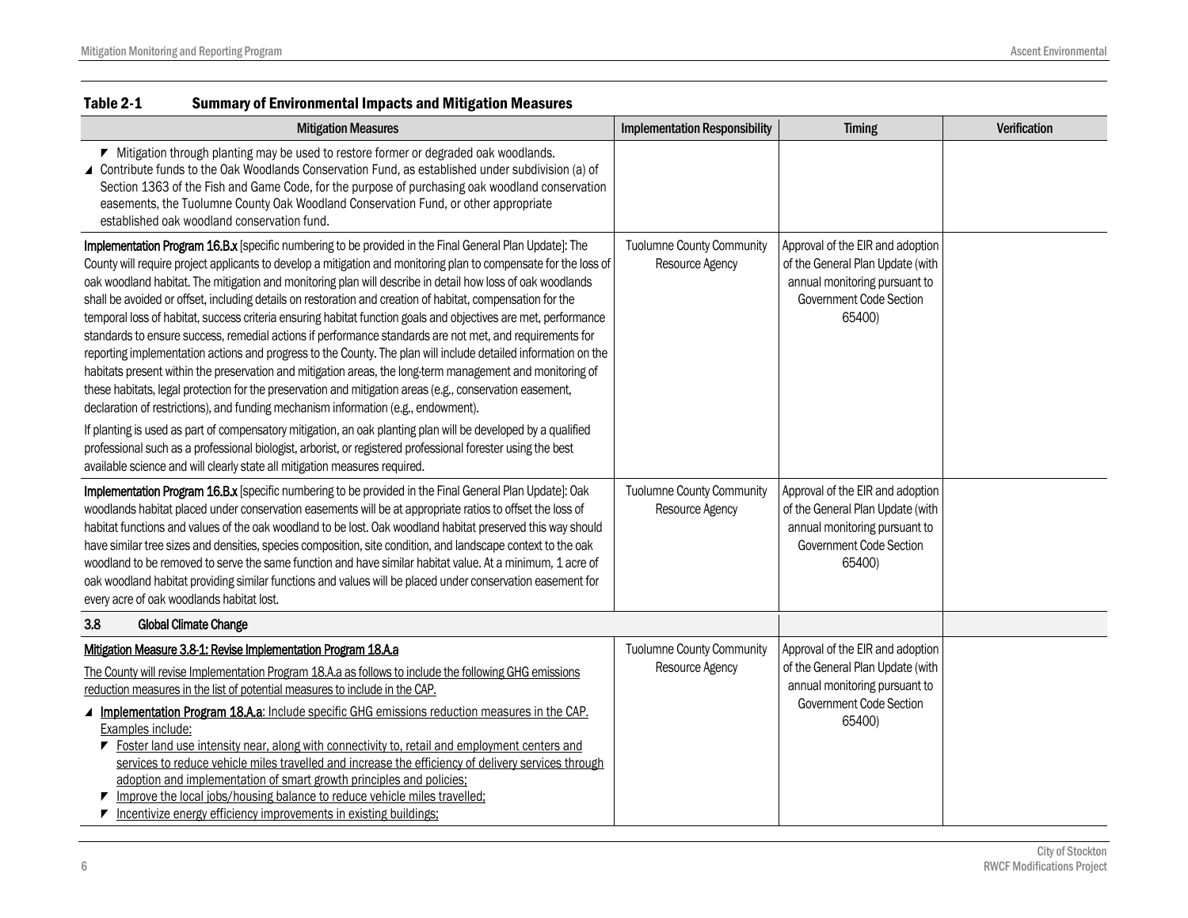**Table 2-1 Summary of Environmental Impacts and Mitigation Measures**

| Mitigation Measures | Implementation Responsibility | Timing | Verification |
|---|---|---|---|
| ▼ Mitigation through planting may be used to restore former or degraded oak woodlands.<br>▲ Contribute funds to the Oak Woodlands Conservation Fund, as established under subdivision (a) of Section 1363 of the Fish and Game Code, for the purpose of purchasing oak woodland conservation easements, the Tuolumne County Oak Woodland Conservation Fund, or other appropriate established oak woodland conservation fund. | | | |
| **Implementation Program 16.B.x** [specific numbering to be provided in the Final General Plan Update]: The County will require project applicants to develop a mitigation and monitoring plan to compensate for the loss of oak woodland habitat. The mitigation and monitoring plan will describe in detail how loss of oak woodlands shall be avoided or offset, including details on restoration and creation of habitat, compensation for the temporal loss of habitat, success criteria ensuring habitat function goals and objectives are met, performance standards to ensure success, remedial actions if performance standards are not met, and requirements for reporting implementation actions and progress to the County. The plan will include detailed information on the habitats present within the preservation and mitigation areas, the long-term management and monitoring of these habitats, legal protection for the preservation and mitigation areas (e.g., conservation easement, declaration of restrictions), and funding mechanism information (e.g., endowment).<br><br>If planting is used as part of compensatory mitigation, an oak planting plan will be developed by a qualified professional such as a professional biologist, arborist, or registered professional forester using the best available science and will clearly state all mitigation measures required. | Tuolumne County Community Resource Agency | Approval of the EIR and adoption of the General Plan Update (with annual monitoring pursuant to Government Code Section 65400) | |
| **Implementation Program 16.B.x** [specific numbering to be provided in the Final General Plan Update]: Oak woodlands habitat placed under conservation easements will be at appropriate ratios to offset the loss of habitat functions and values of the oak woodland to be lost. Oak woodland habitat preserved this way should have similar tree sizes and densities, species composition, site condition, and landscape context to the oak woodland to be removed to serve the same function and have similar habitat value. At a minimum, 1 acre of oak woodland habitat providing similar functions and values will be placed under conservation easement for every acre of oak woodlands habitat lost. | Tuolumne County Community Resource Agency | Approval of the EIR and adoption of the General Plan Update (with annual monitoring pursuant to Government Code Section 65400) | |
| **3.8 Global Climate Change** | | | |
| **Mitigation Measure 3.8-1: Revise Implementation Program 18.A.a**<br><br>The County will revise Implementation Program 18.A.a as follows to include the following GHG emissions reduction measures in the list of potential measures to include in the CAP.<br><br>▲ **Implementation Program 18.A.a**: Include specific GHG emissions reduction measures in the CAP. Examples include:<br>▼ Foster land use intensity near, along with connectivity to, retail and employment centers and services to reduce vehicle miles travelled and increase the efficiency of delivery services through adoption and implementation of smart growth principles and policies;<br>▼ Improve the local jobs/housing balance to reduce vehicle miles travelled;<br>▼ Incentivize energy efficiency improvements in existing buildings; | Tuolumne County Community Resource Agency | Approval of the EIR and adoption of the General Plan Update (with annual monitoring pursuant to Government Code Section 65400) | |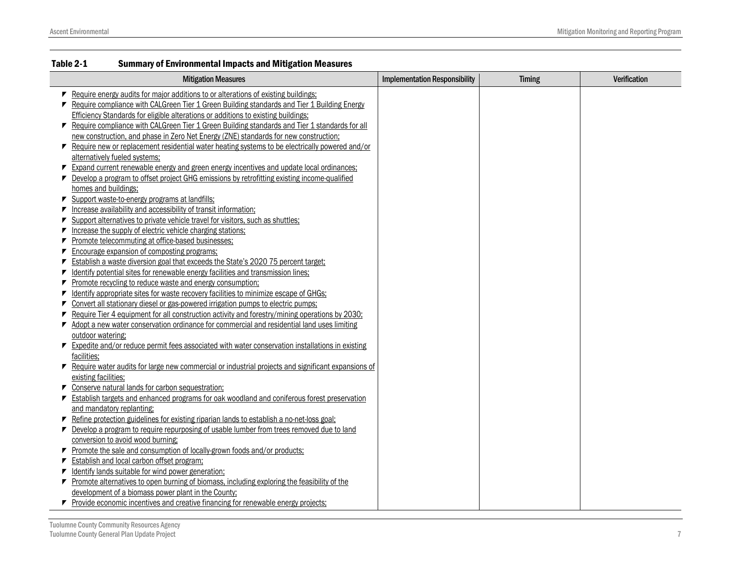**Table 2-1 Summary of Environmental Impacts and Mitigation Measures**

| Mitigation Measures | Implementation Responsibility | Timing | Verification |
|---|---|---|---|
| ▼ Require energy audits for major additions to or alterations of existing buildings;<br>▼ Require compliance with CALGreen Tier 1 Green Building standards and Tier 1 Building Energy Efficiency Standards for eligible alterations or additions to existing buildings;<br>▼ Require compliance with CALGreen Tier 1 Green Building standards and Tier 1 standards for all new construction, and phase in Zero Net Energy (ZNE) standards for new construction;<br>▼ Require new or replacement residential water heating systems to be electrically powered and/or alternatively fueled systems;<br>▼ Expand current renewable energy and green energy incentives and update local ordinances;<br>▼ Develop a program to offset project GHG emissions by retrofitting existing income-qualified homes and buildings;<br>▼ Support waste-to-energy programs at landfills;<br>▼ Increase availability and accessibility of transit information;<br>▼ Support alternatives to private vehicle travel for visitors, such as shuttles;<br>▼ Increase the supply of electric vehicle charging stations;<br>▼ Promote telecommuting at office-based businesses;<br>▼ Encourage expansion of composting programs;<br>▼ Establish a waste diversion goal that exceeds the State's 2020 75 percent target;<br>▼ Identify potential sites for renewable energy facilities and transmission lines;<br>▼ Promote recycling to reduce waste and energy consumption;<br>▼ Identify appropriate sites for waste recovery facilities to minimize escape of GHGs;<br>▼ Convert all stationary diesel or gas-powered irrigation pumps to electric pumps;<br>▼ Require Tier 4 equipment for all construction activity and forestry/mining operations by 2030;<br>▼ Adopt a new water conservation ordinance for commercial and residential land uses limiting outdoor watering;<br>▼ Expedite and/or reduce permit fees associated with water conservation installations in existing facilities;<br>▼ Require water audits for large new commercial or industrial projects and significant expansions of existing facilities;<br>▼ Conserve natural lands for carbon sequestration;<br>▼ Establish targets and enhanced programs for oak woodland and coniferous forest preservation and mandatory replanting;<br>▼ Refine protection guidelines for existing riparian lands to establish a no-net-loss goal;<br>▼ Develop a program to require repurposing of usable lumber from trees removed due to land conversion to avoid wood burning;<br>▼ Promote the sale and consumption of locally-grown foods and/or products;<br>▼ Establish and local carbon offset program;<br>▼ Identify lands suitable for wind power generation;<br>▼ Promote alternatives to open burning of biomass, including exploring the feasibility of the development of a biomass power plant in the County;<br>▼ Provide economic incentives and creative financing for renewable energy projects; | | | |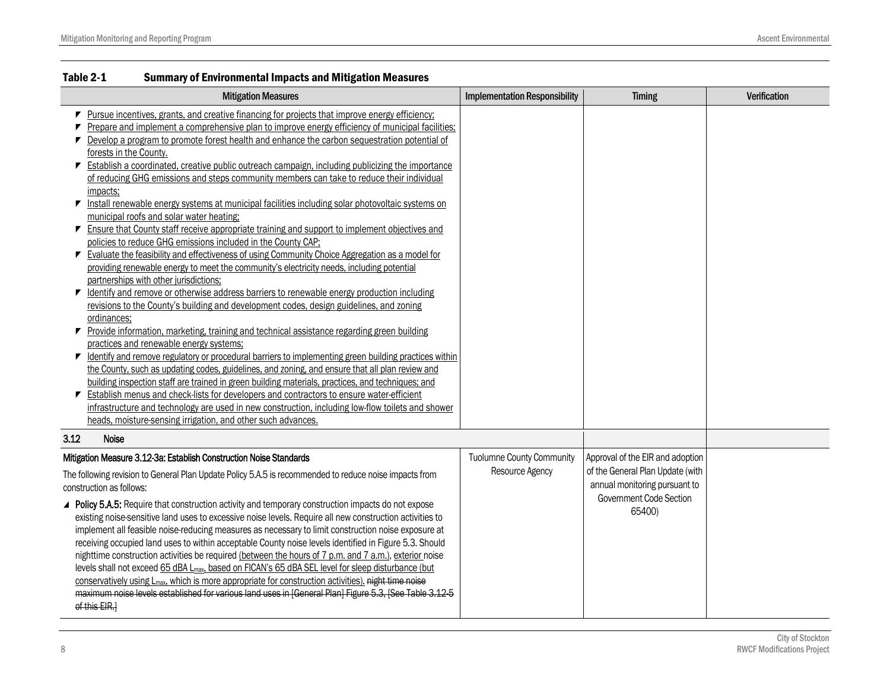**Table 2-1 Summary of Environmental Impacts and Mitigation Measures**

| Mitigation Measures | Implementation Responsibility | Timing | Verification |
|---|---|---|---|
| ◤ Pursue incentives, grants, and creative financing for projects that improve energy efficiency;<br>◤ Prepare and implement a comprehensive plan to improve energy efficiency of municipal facilities;<br>◤ Develop a program to promote forest health and enhance the carbon sequestration potential of forests in the County.<br>◤ Establish a coordinated, creative public outreach campaign, including publicizing the importance of reducing GHG emissions and steps community members can take to reduce their individual impacts;<br>◤ Install renewable energy systems at municipal facilities including solar photovoltaic systems on municipal roofs and solar water heating;<br>◤ Ensure that County staff receive appropriate training and support to implement objectives and policies to reduce GHG emissions included in the County CAP;<br>◤ Evaluate the feasibility and effectiveness of using Community Choice Aggregation as a model for providing renewable energy to meet the community's electricity needs, including potential partnerships with other jurisdictions;<br>◤ Identify and remove or otherwise address barriers to renewable energy production including revisions to the County's building and development codes, design guidelines, and zoning ordinances;<br>◤ Provide information, marketing, training and technical assistance regarding green building practices and renewable energy systems;<br>◤ Identify and remove regulatory or procedural barriers to implementing green building practices within the County, such as updating codes, guidelines, and zoning, and ensure that all plan review and building inspection staff are trained in green building materials, practices, and techniques; and<br>◤ Establish menus and check-lists for developers and contractors to ensure water-efficient infrastructure and technology are used in new construction, including low-flow toilets and shower heads, moisture-sensing irrigation, and other such advances. | | | |
| **3.12 Noise** | | | |
| **Mitigation Measure 3.12-3a: Establish Construction Noise Standards**<br>The following revision to General Plan Update Policy 5.A.5 is recommended to reduce noise impacts from construction as follows:<br>◢ **Policy 5.A.5:** Require that construction activity and temporary construction impacts do not expose existing noise-sensitive land uses to excessive noise levels. Require all new construction activities to implement all feasible noise-reducing measures as necessary to limit construction noise exposure at receiving occupied land uses to within acceptable County noise levels identified in Figure 5.3. Should nighttime construction activities be required (between the hours of 7 p.m. and 7 a.m.), exterior noise levels shall not exceed 65 dBA $L_{max}$, based on FICAN's 65 dBA SEL level for sleep disturbance (but conservatively using $L_{max}$, which is more appropriate for construction activities). ~~night time noise maximum noise levels established for various land uses in [General Plan] Figure 5.3, [See Table 3.12-5 of this EIR.]~~ | Tuolumne County Community Resource Agency | Approval of the EIR and adoption of the General Plan Update (with annual monitoring pursuant to Government Code Section 65400) | |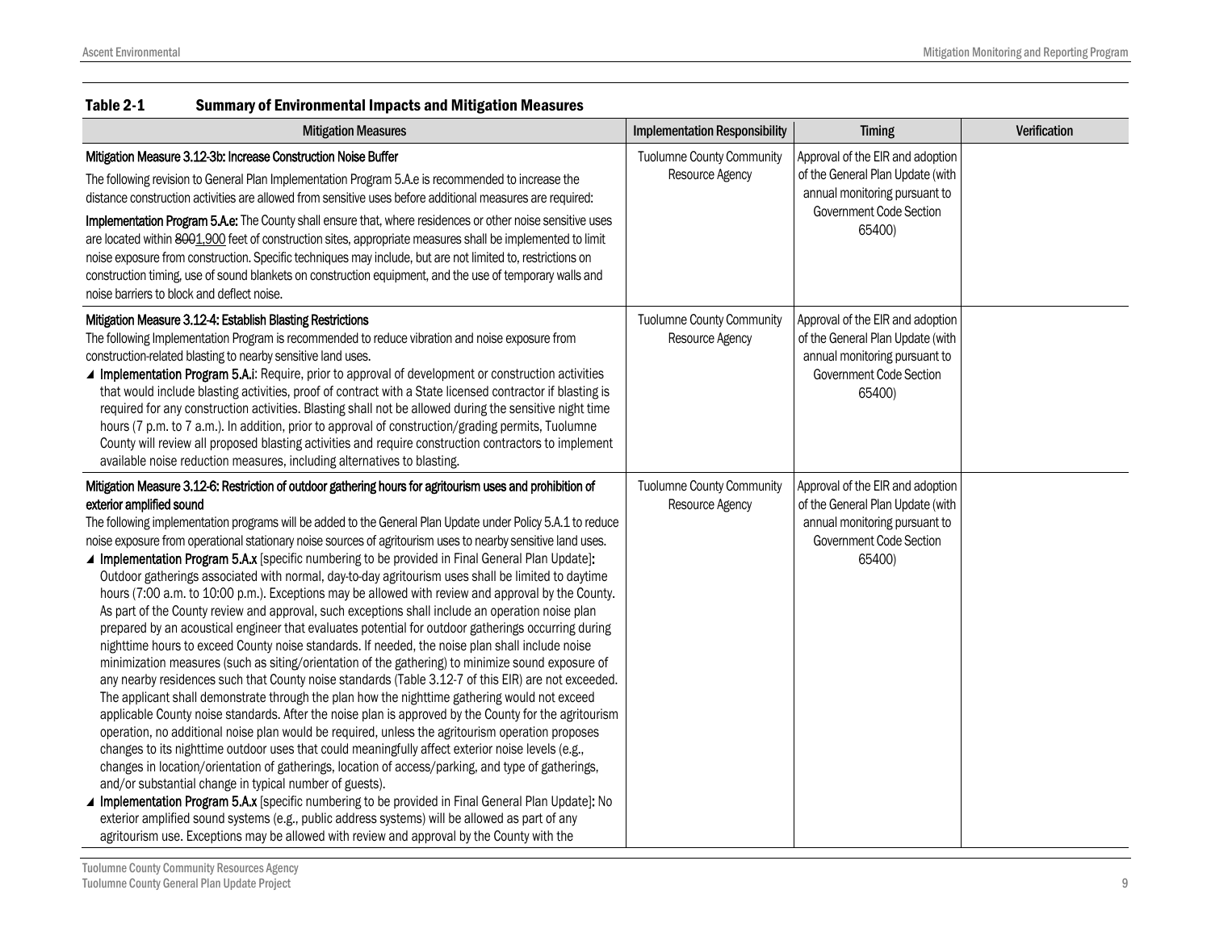**Table 2-1 Summary of Environmental Impacts and Mitigation Measures**

| Mitigation Measures | Implementation Responsibility | Timing | Verification |
|---|---|---|---|
| **Mitigation Measure 3.12-3b: Increase Construction Noise Buffer**<br><br>The following revision to General Plan Implementation Program 5.A.e is recommended to increase the distance construction activities are allowed from sensitive uses before additional measures are required:<br><br>**Implementation Program 5.A.e:** The County shall ensure that, where residences or other noise sensitive uses are located within ~~800~~1,900 feet of construction sites, appropriate measures shall be implemented to limit noise exposure from construction. Specific techniques may include, but are not limited to, restrictions on construction timing, use of sound blankets on construction equipment, and the use of temporary walls and noise barriers to block and deflect noise. | Tuolumne County Community Resource Agency | Approval of the EIR and adoption of the General Plan Update (with annual monitoring pursuant to Government Code Section 65400) | |
| **Mitigation Measure 3.12-4: Establish Blasting Restrictions**<br>The following Implementation Program is recommended to reduce vibration and noise exposure from construction-related blasting to nearby sensitive land uses.<br>▲ **Implementation Program 5.A.i**: Require, prior to approval of development or construction activities that would include blasting activities, proof of contract with a State licensed contractor if blasting is required for any construction activities. Blasting shall not be allowed during the sensitive night time hours (7 p.m. to 7 a.m.). In addition, prior to approval of construction/grading permits, Tuolumne County will review all proposed blasting activities and require construction contractors to implement available noise reduction measures, including alternatives to blasting. | Tuolumne County Community Resource Agency | Approval of the EIR and adoption of the General Plan Update (with annual monitoring pursuant to Government Code Section 65400) | |
| **Mitigation Measure 3.12-6: Restriction of outdoor gathering hours for agritourism uses and prohibition of exterior amplified sound**<br>The following implementation programs will be added to the General Plan Update under Policy 5.A.1 to reduce noise exposure from operational stationary noise sources of agritourism uses to nearby sensitive land uses.<br>▲ **Implementation Program 5.A.x** [specific numbering to be provided in Final General Plan Update]**:** Outdoor gatherings associated with normal, day-to-day agritourism uses shall be limited to daytime hours (7:00 a.m. to 10:00 p.m.). Exceptions may be allowed with review and approval by the County. As part of the County review and approval, such exceptions shall include an operation noise plan prepared by an acoustical engineer that evaluates potential for outdoor gatherings occurring during nighttime hours to exceed County noise standards. If needed, the noise plan shall include noise minimization measures (such as siting/orientation of the gathering) to minimize sound exposure of any nearby residences such that County noise standards (Table 3.12-7 of this EIR) are not exceeded. The applicant shall demonstrate through the plan how the nighttime gathering would not exceed applicable County noise standards. After the noise plan is approved by the County for the agritourism operation, no additional noise plan would be required, unless the agritourism operation proposes changes to its nighttime outdoor uses that could meaningfully affect exterior noise levels (e.g., changes in location/orientation of gatherings, location of access/parking, and type of gatherings, and/or substantial change in typical number of guests).<br>▲ **Implementation Program 5.A.x** [specific numbering to be provided in Final General Plan Update]**:** No exterior amplified sound systems (e.g., public address systems) will be allowed as part of any agritourism use. Exceptions may be allowed with review and approval by the County with the | Tuolumne County Community Resource Agency | Approval of the EIR and adoption of the General Plan Update (with annual monitoring pursuant to Government Code Section 65400) | |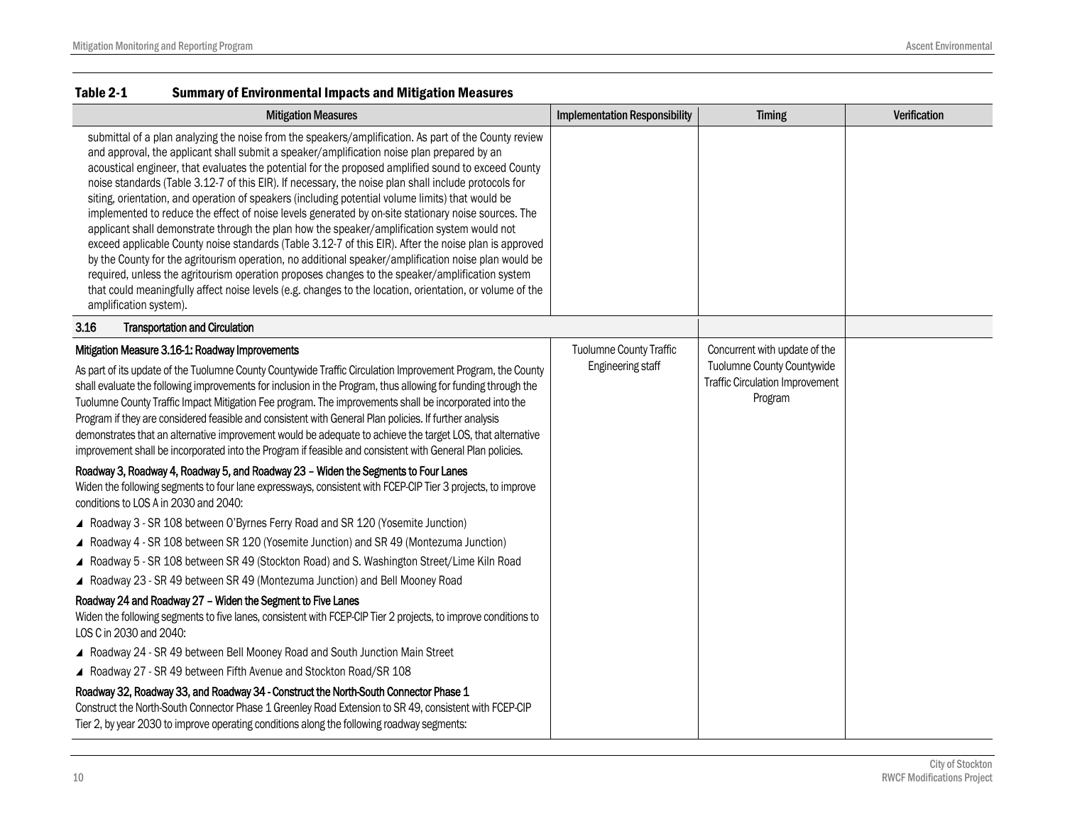**Table 2-1 Summary of Environmental Impacts and Mitigation Measures**

| Mitigation Measures | Implementation Responsibility | Timing | Verification |
|---|---|---|---|
| submittal of a plan analyzing the noise from the speakers/amplification. As part of the County review and approval, the applicant shall submit a speaker/amplification noise plan prepared by an acoustical engineer, that evaluates the potential for the proposed amplified sound to exceed County noise standards (Table 3.12-7 of this EIR). If necessary, the noise plan shall include protocols for siting, orientation, and operation of speakers (including potential volume limits) that would be implemented to reduce the effect of noise levels generated by on-site stationary noise sources. The applicant shall demonstrate through the plan how the speaker/amplification system would not exceed applicable County noise standards (Table 3.12-7 of this EIR). After the noise plan is approved by the County for the agritourism operation, no additional speaker/amplification noise plan would be required, unless the agritourism operation proposes changes to the speaker/amplification system that could meaningfully affect noise levels (e.g. changes to the location, orientation, or volume of the amplification system). | | | |
| **3.16 Transportation and Circulation** | | | |
| **Mitigation Measure 3.16-1: Roadway Improvements**<br><br>As part of its update of the Tuolumne County Countywide Traffic Circulation Improvement Program, the County shall evaluate the following improvements for inclusion in the Program, thus allowing for funding through the Tuolumne County Traffic Impact Mitigation Fee program. The improvements shall be incorporated into the Program if they are considered feasible and consistent with General Plan policies. If further analysis demonstrates that an alternative improvement would be adequate to achieve the target LOS, that alternative improvement shall be incorporated into the Program if feasible and consistent with General Plan policies.<br><br>**Roadway 3, Roadway 4, Roadway 5, and Roadway 23 – Widen the Segments to Four Lanes**<br>Widen the following segments to four lane expressways, consistent with FCEP-CIP Tier 3 projects, to improve conditions to LOS A in 2030 and 2040:<br>◢ Roadway 3 - SR 108 between O'Byrnes Ferry Road and SR 120 (Yosemite Junction)<br>◢ Roadway 4 - SR 108 between SR 120 (Yosemite Junction) and SR 49 (Montezuma Junction)<br>◢ Roadway 5 - SR 108 between SR 49 (Stockton Road) and S. Washington Street/Lime Kiln Road<br>◢ Roadway 23 - SR 49 between SR 49 (Montezuma Junction) and Bell Mooney Road<br><br>**Roadway 24 and Roadway 27 – Widen the Segment to Five Lanes**<br>Widen the following segments to five lanes, consistent with FCEP-CIP Tier 2 projects, to improve conditions to LOS C in 2030 and 2040:<br>◢ Roadway 24 - SR 49 between Bell Mooney Road and South Junction Main Street<br>◢ Roadway 27 - SR 49 between Fifth Avenue and Stockton Road/SR 108<br><br>**Roadway 32, Roadway 33, and Roadway 34 - Construct the North-South Connector Phase 1**<br>Construct the North-South Connector Phase 1 Greenley Road Extension to SR 49, consistent with FCEP-CIP Tier 2, by year 2030 to improve operating conditions along the following roadway segments: | Tuolumne County Traffic Engineering staff | Concurrent with update of the Tuolumne County Countywide Traffic Circulation Improvement Program | |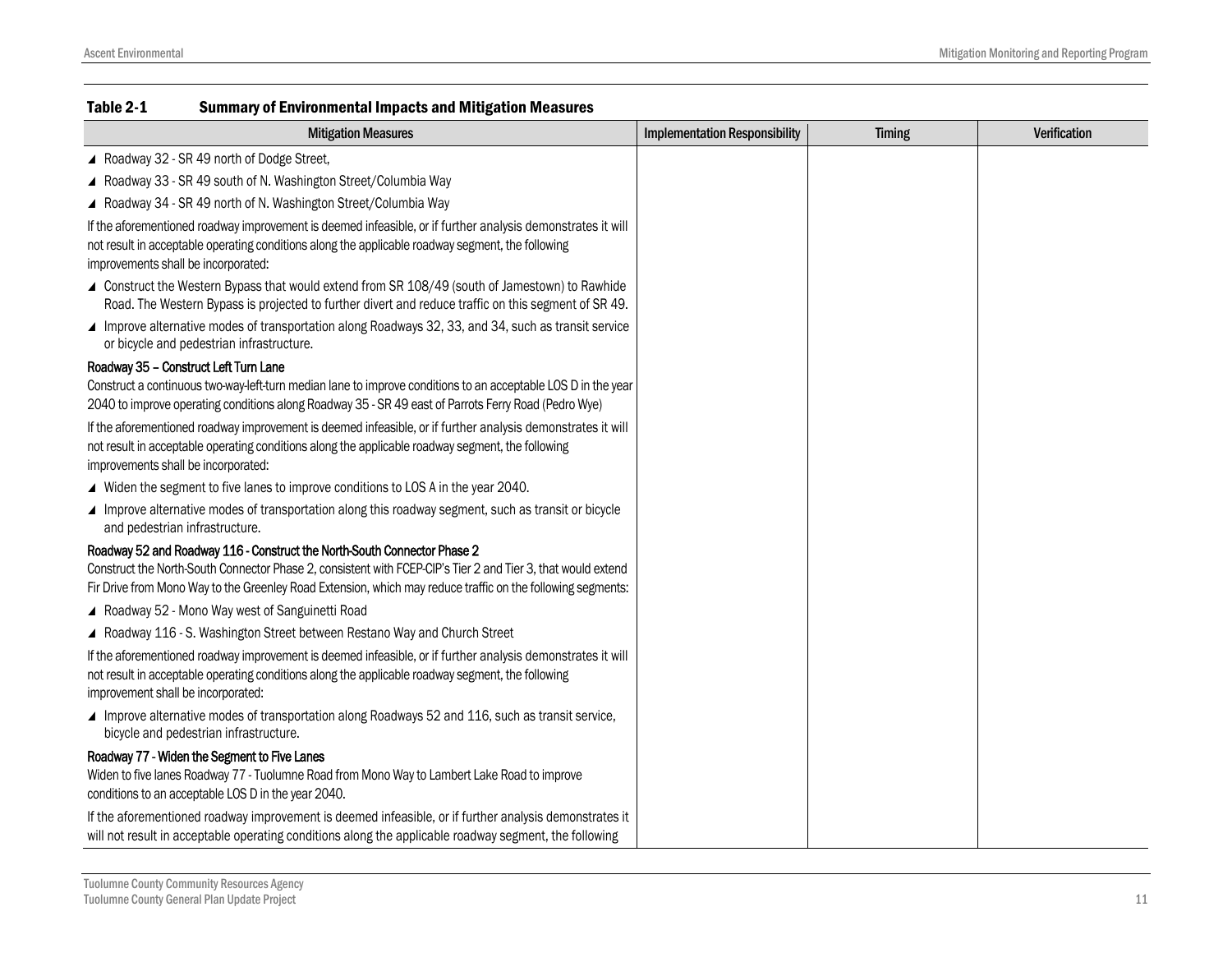**Table 2-1 Summary of Environmental Impacts and Mitigation Measures**

| Mitigation Measures | Implementation Responsibility | Timing | Verification |
|---|---|---|---|
| ◢ Roadway 32 - SR 49 north of Dodge Street,<br>◢ Roadway 33 - SR 49 south of N. Washington Street/Columbia Way<br>◢ Roadway 34 - SR 49 north of N. Washington Street/Columbia Way<br>If the aforementioned roadway improvement is deemed infeasible, or if further analysis demonstrates it will not result in acceptable operating conditions along the applicable roadway segment, the following improvements shall be incorporated:<br>◢ Construct the Western Bypass that would extend from SR 108/49 (south of Jamestown) to Rawhide Road. The Western Bypass is projected to further divert and reduce traffic on this segment of SR 49.<br>◢ Improve alternative modes of transportation along Roadways 32, 33, and 34, such as transit service or bicycle and pedestrian infrastructure.<br>**Roadway 35 – Construct Left Turn Lane**<br>Construct a continuous two-way-left-turn median lane to improve conditions to an acceptable LOS D in the year 2040 to improve operating conditions along Roadway 35 - SR 49 east of Parrots Ferry Road (Pedro Wye)<br>If the aforementioned roadway improvement is deemed infeasible, or if further analysis demonstrates it will not result in acceptable operating conditions along the applicable roadway segment, the following improvements shall be incorporated:<br>◢ Widen the segment to five lanes to improve conditions to LOS A in the year 2040.<br>◢ Improve alternative modes of transportation along this roadway segment, such as transit or bicycle and pedestrian infrastructure.<br>**Roadway 52 and Roadway 116 - Construct the North-South Connector Phase 2**<br>Construct the North-South Connector Phase 2, consistent with FCEP-CIP's Tier 2 and Tier 3, that would extend Fir Drive from Mono Way to the Greenley Road Extension, which may reduce traffic on the following segments:<br>◢ Roadway 52 - Mono Way west of Sanguinetti Road<br>◢ Roadway 116 - S. Washington Street between Restano Way and Church Street<br>If the aforementioned roadway improvement is deemed infeasible, or if further analysis demonstrates it will not result in acceptable operating conditions along the applicable roadway segment, the following improvement shall be incorporated:<br>◢ Improve alternative modes of transportation along Roadways 52 and 116, such as transit service, bicycle and pedestrian infrastructure.<br>**Roadway 77 - Widen the Segment to Five Lanes**<br>Widen to five lanes Roadway 77 - Tuolumne Road from Mono Way to Lambert Lake Road to improve conditions to an acceptable LOS D in the year 2040.<br>If the aforementioned roadway improvement is deemed infeasible, or if further analysis demonstrates it will not result in acceptable operating conditions along the applicable roadway segment, the following | | | |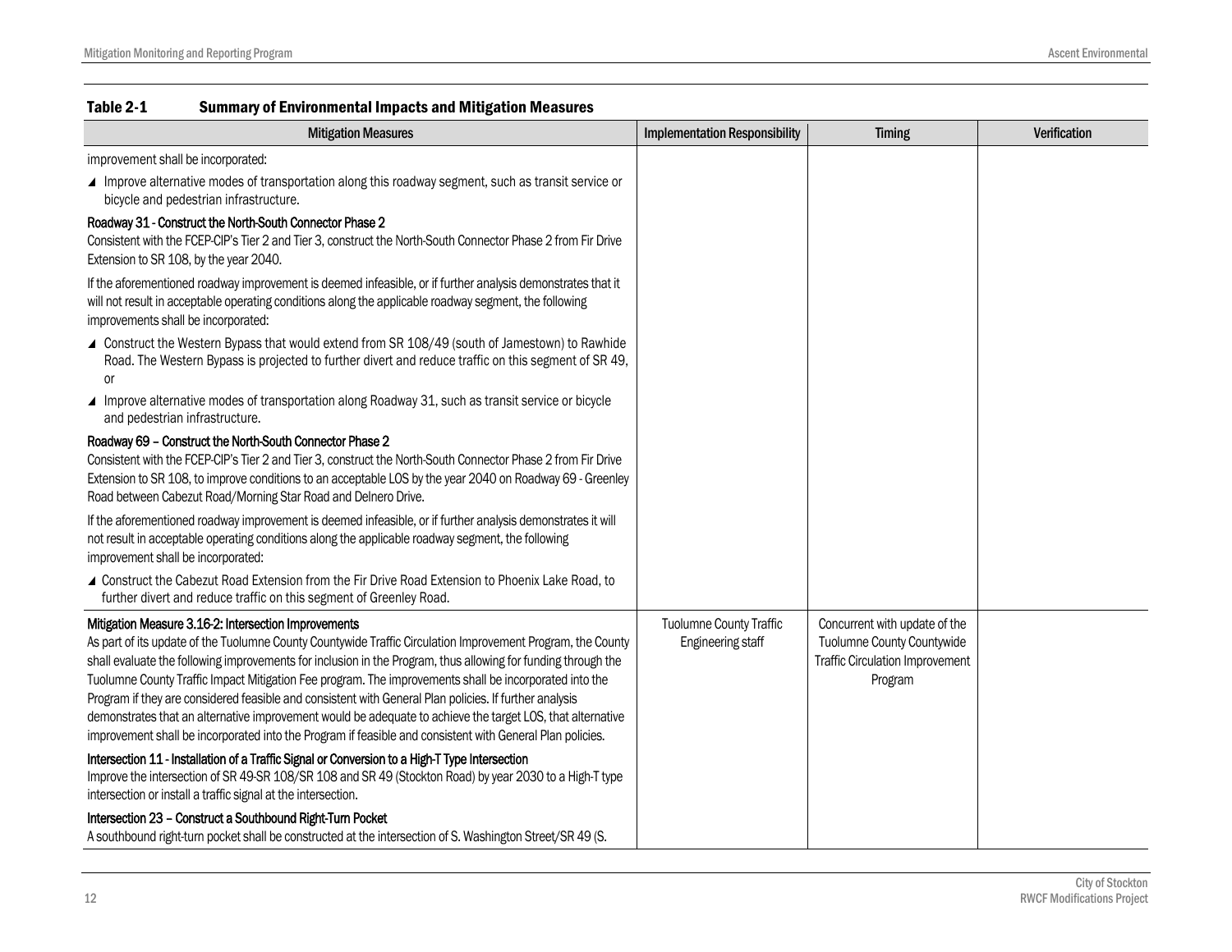**Table 2-1 Summary of Environmental Impacts and Mitigation Measures**

| Mitigation Measures | Implementation Responsibility | Timing | Verification |
|---|---|---|---|
| improvement shall be incorporated:<br>▲ Improve alternative modes of transportation along this roadway segment, such as transit service or bicycle and pedestrian infrastructure.<br>**Roadway 31 - Construct the North-South Connector Phase 2**<br>Consistent with the FCEP-CIP's Tier 2 and Tier 3, construct the North-South Connector Phase 2 from Fir Drive Extension to SR 108, by the year 2040.<br>If the aforementioned roadway improvement is deemed infeasible, or if further analysis demonstrates that it will not result in acceptable operating conditions along the applicable roadway segment, the following improvements shall be incorporated:<br>▲ Construct the Western Bypass that would extend from SR 108/49 (south of Jamestown) to Rawhide Road. The Western Bypass is projected to further divert and reduce traffic on this segment of SR 49, or<br>▲ Improve alternative modes of transportation along Roadway 31, such as transit service or bicycle and pedestrian infrastructure.<br>**Roadway 69 – Construct the North-South Connector Phase 2**<br>Consistent with the FCEP-CIP's Tier 2 and Tier 3, construct the North-South Connector Phase 2 from Fir Drive Extension to SR 108, to improve conditions to an acceptable LOS by the year 2040 on Roadway 69 - Greenley Road between Cabezut Road/Morning Star Road and Delnero Drive.<br>If the aforementioned roadway improvement is deemed infeasible, or if further analysis demonstrates it will not result in acceptable operating conditions along the applicable roadway segment, the following improvement shall be incorporated:<br>▲ Construct the Cabezut Road Extension from the Fir Drive Road Extension to Phoenix Lake Road, to further divert and reduce traffic on this segment of Greenley Road. | | | |
| **Mitigation Measure 3.16-2: Intersection Improvements**<br>As part of its update of the Tuolumne County Countywide Traffic Circulation Improvement Program, the County shall evaluate the following improvements for inclusion in the Program, thus allowing for funding through the Tuolumne County Traffic Impact Mitigation Fee program. The improvements shall be incorporated into the Program if they are considered feasible and consistent with General Plan policies. If further analysis demonstrates that an alternative improvement would be adequate to achieve the target LOS, that alternative improvement shall be incorporated into the Program if feasible and consistent with General Plan policies.<br>**Intersection 11 - Installation of a Traffic Signal or Conversion to a High-T Type Intersection**<br>Improve the intersection of SR 49-SR 108/SR 108 and SR 49 (Stockton Road) by year 2030 to a High-T type intersection or install a traffic signal at the intersection.<br>**Intersection 23 – Construct a Southbound Right-Turn Pocket**<br>A southbound right-turn pocket shall be constructed at the intersection of S. Washington Street/SR 49 (S. | Tuolumne County Traffic Engineering staff | Concurrent with update of the Tuolumne County Countywide Traffic Circulation Improvement Program | |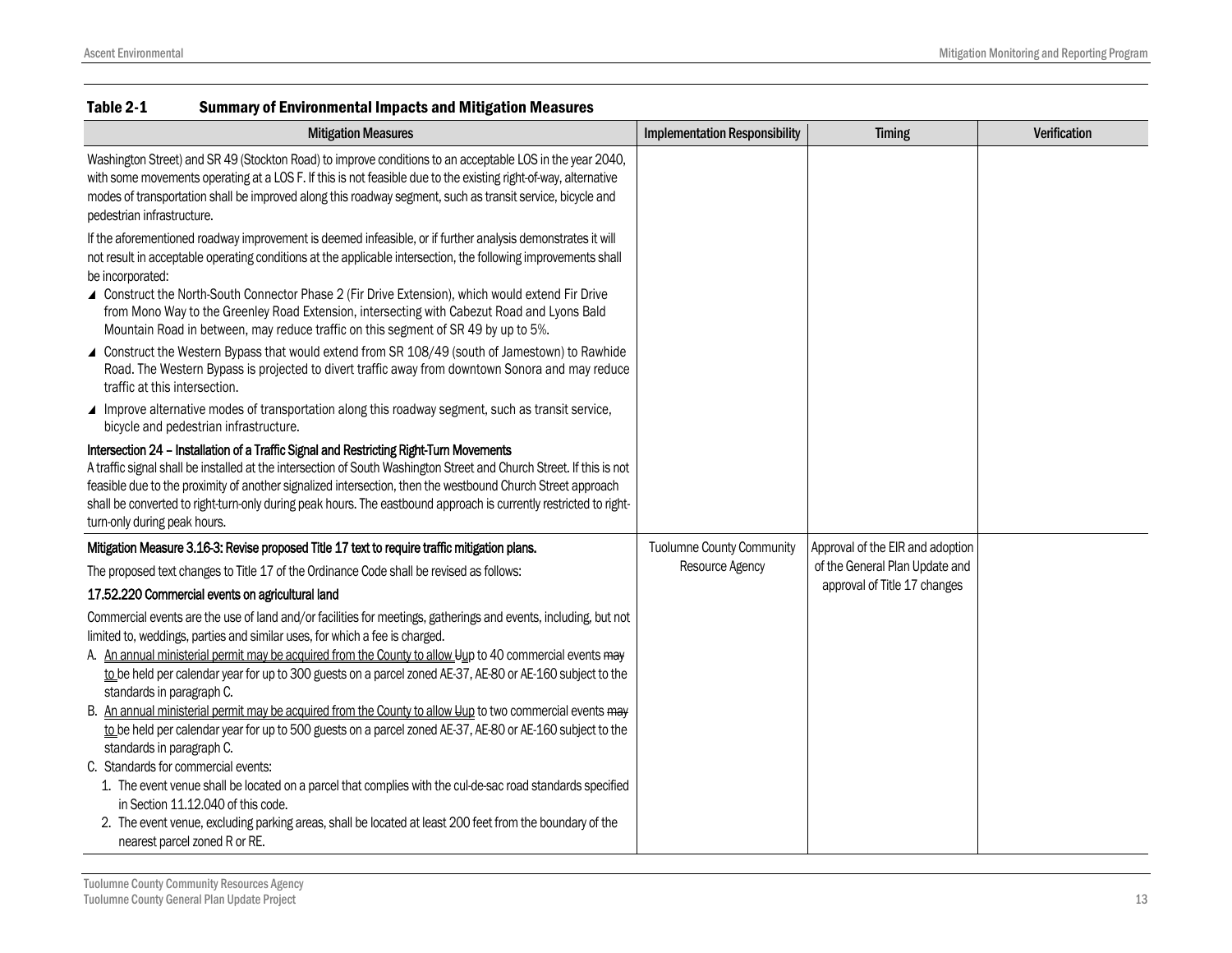**Table 2-1 Summary of Environmental Impacts and Mitigation Measures**

| Mitigation Measures | Implementation Responsibility | Timing | Verification |
|---|---|---|---|
| Washington Street) and SR 49 (Stockton Road) to improve conditions to an acceptable LOS in the year 2040, with some movements operating at a LOS F. If this is not feasible due to the existing right-of-way, alternative modes of transportation shall be improved along this roadway segment, such as transit service, bicycle and pedestrian infrastructure.<br><br>If the aforementioned roadway improvement is deemed infeasible, or if further analysis demonstrates it will not result in acceptable operating conditions at the applicable intersection, the following improvements shall be incorporated:<br>▲ Construct the North-South Connector Phase 2 (Fir Drive Extension), which would extend Fir Drive from Mono Way to the Greenley Road Extension, intersecting with Cabezut Road and Lyons Bald Mountain Road in between, may reduce traffic on this segment of SR 49 by up to 5%.<br>▲ Construct the Western Bypass that would extend from SR 108/49 (south of Jamestown) to Rawhide Road. The Western Bypass is projected to divert traffic away from downtown Sonora and may reduce traffic at this intersection.<br>▲ Improve alternative modes of transportation along this roadway segment, such as transit service, bicycle and pedestrian infrastructure.<br><br>**Intersection 24 – Installation of a Traffic Signal and Restricting Right-Turn Movements**<br>A traffic signal shall be installed at the intersection of South Washington Street and Church Street. If this is not feasible due to the proximity of another signalized intersection, then the westbound Church Street approach shall be converted to right-turn-only during peak hours. The eastbound approach is currently restricted to right-turn-only during peak hours. | | | |
| **Mitigation Measure 3.16-3: Revise proposed Title 17 text to require traffic mitigation plans.**<br><br>The proposed text changes to Title 17 of the Ordinance Code shall be revised as follows:<br><br>**17.52.220 Commercial events on agricultural land**<br><br>Commercial events are the use of land and/or facilities for meetings, gatherings and events, including, but not limited to, weddings, parties and similar uses, for which a fee is charged.<br>A. <u>An annual ministerial permit may be acquired from the County to allow</u> ~~U~~up to 40 commercial events ~~may~~ <u>to</u> be held per calendar year for up to 300 guests on a parcel zoned AE-37, AE-80 or AE-160 subject to the standards in paragraph C.<br>B. <u>An annual ministerial permit may be acquired from the County to allow</u> ~~U~~up to two commercial events ~~may~~ <u>to</u> be held per calendar year for up to 500 guests on a parcel zoned AE-37, AE-80 or AE-160 subject to the standards in paragraph C.<br>C. Standards for commercial events:<br>1. The event venue shall be located on a parcel that complies with the cul-de-sac road standards specified in Section 11.12.040 of this code.<br>2. The event venue, excluding parking areas, shall be located at least 200 feet from the boundary of the nearest parcel zoned R or RE. | Tuolumne County Community Resource Agency | Approval of the EIR and adoption of the General Plan Update and approval of Title 17 changes | |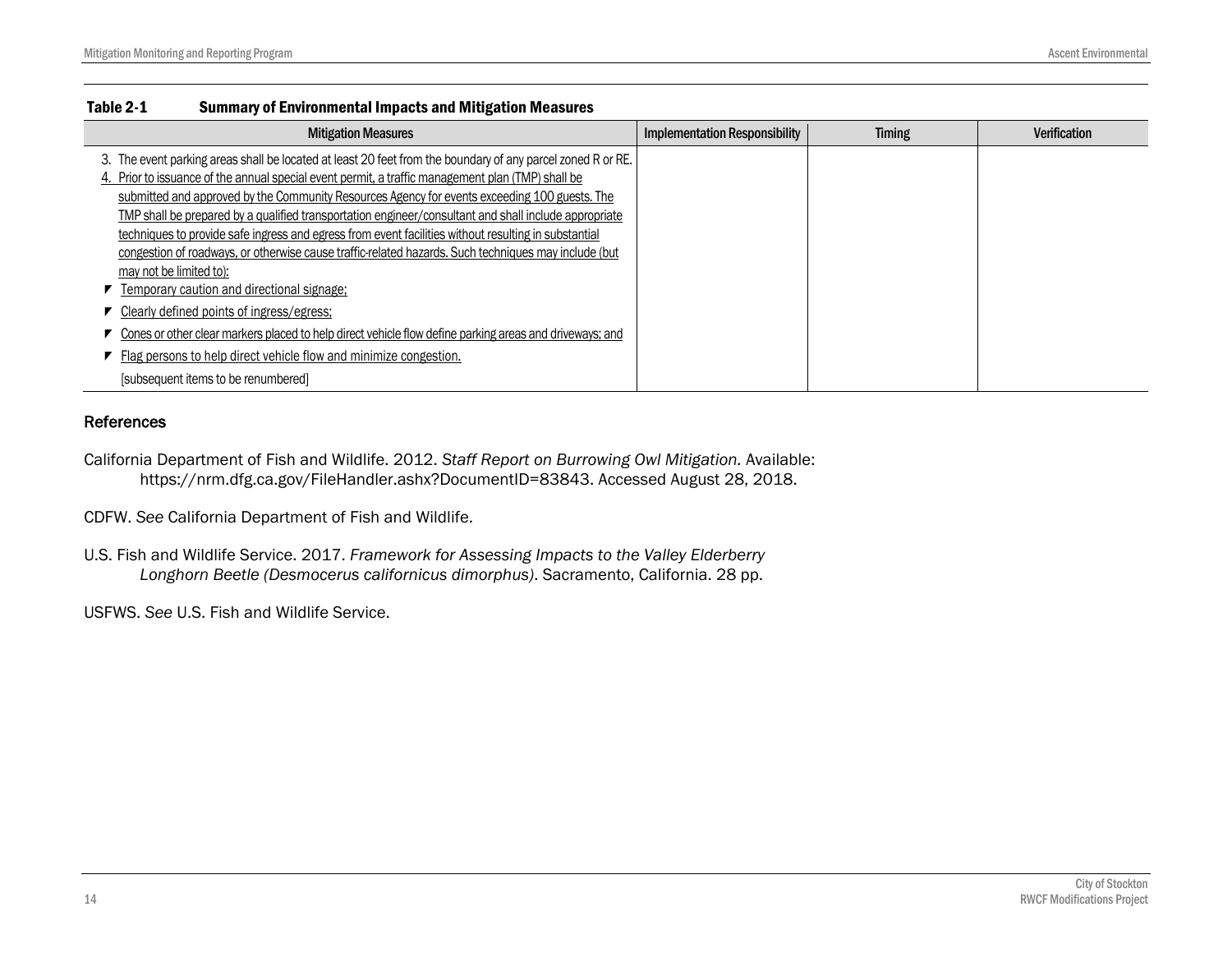**Table 2-1 Summary of Environmental Impacts and Mitigation Measures**

| Mitigation Measures | Implementation Responsibility | Timing | Verification |
|---|---|---|---|
| 3. The event parking areas shall be located at least 20 feet from the boundary of any parcel zoned R or RE.<br>4. Prior to issuance of the annual special event permit, a traffic management plan (TMP) shall be submitted and approved by the Community Resources Agency for events exceeding 100 guests. The TMP shall be prepared by a qualified transportation engineer/consultant and shall include appropriate techniques to provide safe ingress and egress from event facilities without resulting in substantial congestion of roadways, or otherwise cause traffic-related hazards. Such techniques may include (but may not be limited to):<br>▪ Temporary caution and directional signage;<br>▪ Clearly defined points of ingress/egress;<br>▪ Cones or other clear markers placed to help direct vehicle flow define parking areas and driveways; and<br>▪ Flag persons to help direct vehicle flow and minimize congestion.<br>[subsequent items to be renumbered] | | | |

## References

California Department of Fish and Wildlife. 2012. *Staff Report on Burrowing Owl Mitigation.* Available: https://nrm.dfg.ca.gov/FileHandler.ashx?DocumentID=83843. Accessed August 28, 2018.

CDFW. *See* California Department of Fish and Wildlife.

U.S. Fish and Wildlife Service. 2017. *Framework for Assessing Impacts to the Valley Elderberry Longhorn Beetle (Desmocerus californicus dimorphus)*. Sacramento, California. 28 pp.

USFWS. *See* U.S. Fish and Wildlife Service.